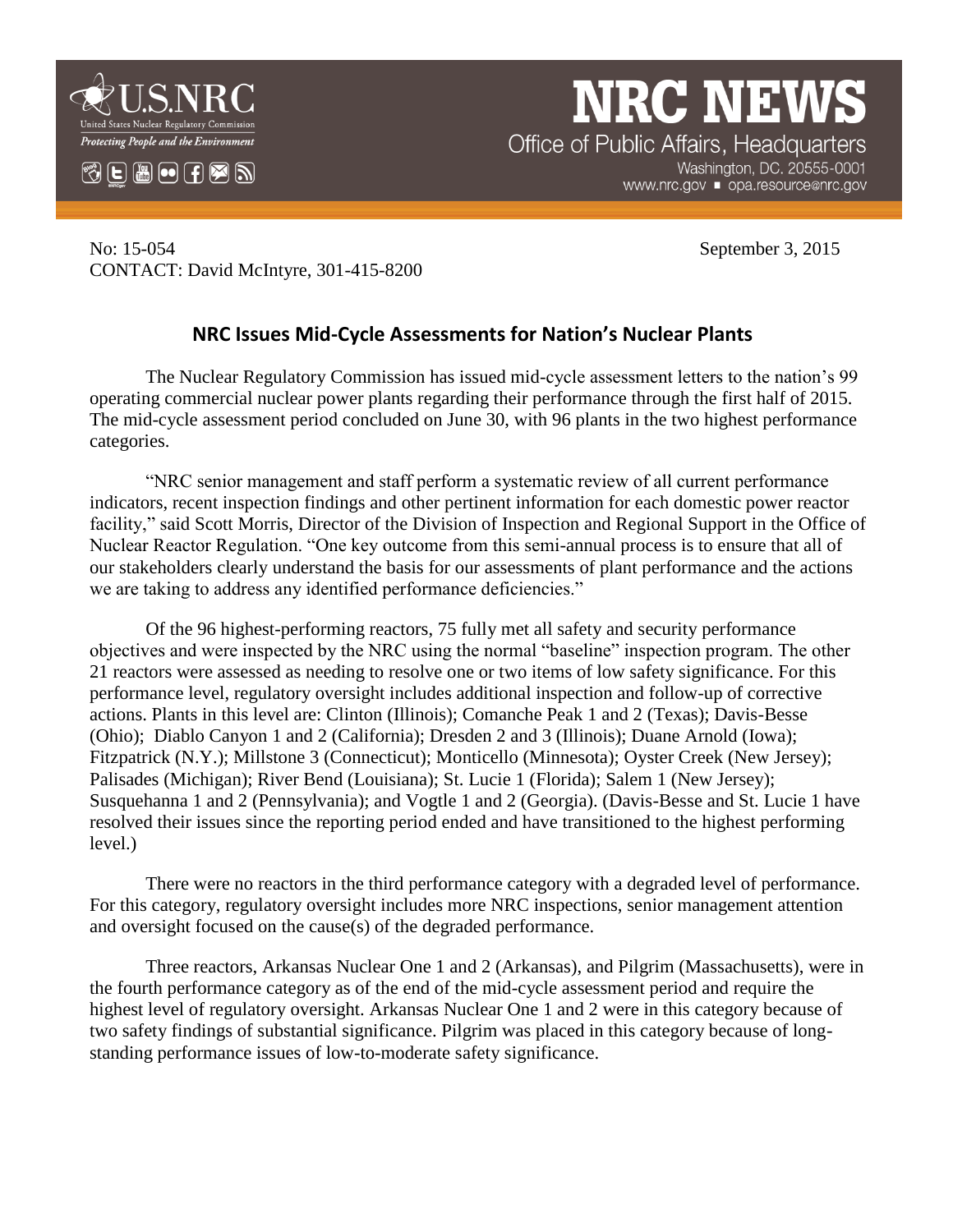**U.S.NRC**
United States Nuclear Regulatory Commission
*Protecting People and the Environment*

# NRC NEWS

Office of Public Affairs, Headquarters
Washington, DC. 20555-0001
www.nrc.gov ▪ opa.resource@nrc.gov

No: 15-054 September 3, 2015
CONTACT: David McIntyre, 301-415-8200

## NRC Issues Mid-Cycle Assessments for Nation's Nuclear Plants

The Nuclear Regulatory Commission has issued mid-cycle assessment letters to the nation's 99 operating commercial nuclear power plants regarding their performance through the first half of 2015. The mid-cycle assessment period concluded on June 30, with 96 plants in the two highest performance categories.

"NRC senior management and staff perform a systematic review of all current performance indicators, recent inspection findings and other pertinent information for each domestic power reactor facility," said Scott Morris, Director of the Division of Inspection and Regional Support in the Office of Nuclear Reactor Regulation. "One key outcome from this semi-annual process is to ensure that all of our stakeholders clearly understand the basis for our assessments of plant performance and the actions we are taking to address any identified performance deficiencies."

Of the 96 highest-performing reactors, 75 fully met all safety and security performance objectives and were inspected by the NRC using the normal "baseline" inspection program. The other 21 reactors were assessed as needing to resolve one or two items of low safety significance. For this performance level, regulatory oversight includes additional inspection and follow-up of corrective actions. Plants in this level are: Clinton (Illinois); Comanche Peak 1 and 2 (Texas); Davis-Besse (Ohio); Diablo Canyon 1 and 2 (California); Dresden 2 and 3 (Illinois); Duane Arnold (Iowa); Fitzpatrick (N.Y.); Millstone 3 (Connecticut); Monticello (Minnesota); Oyster Creek (New Jersey); Palisades (Michigan); River Bend (Louisiana); St. Lucie 1 (Florida); Salem 1 (New Jersey); Susquehanna 1 and 2 (Pennsylvania); and Vogtle 1 and 2 (Georgia). (Davis-Besse and St. Lucie 1 have resolved their issues since the reporting period ended and have transitioned to the highest performing level.)

There were no reactors in the third performance category with a degraded level of performance. For this category, regulatory oversight includes more NRC inspections, senior management attention and oversight focused on the cause(s) of the degraded performance.

Three reactors, Arkansas Nuclear One 1 and 2 (Arkansas), and Pilgrim (Massachusetts), were in the fourth performance category as of the end of the mid-cycle assessment period and require the highest level of regulatory oversight. Arkansas Nuclear One 1 and 2 were in this category because of two safety findings of substantial significance. Pilgrim was placed in this category because of long-standing performance issues of low-to-moderate safety significance.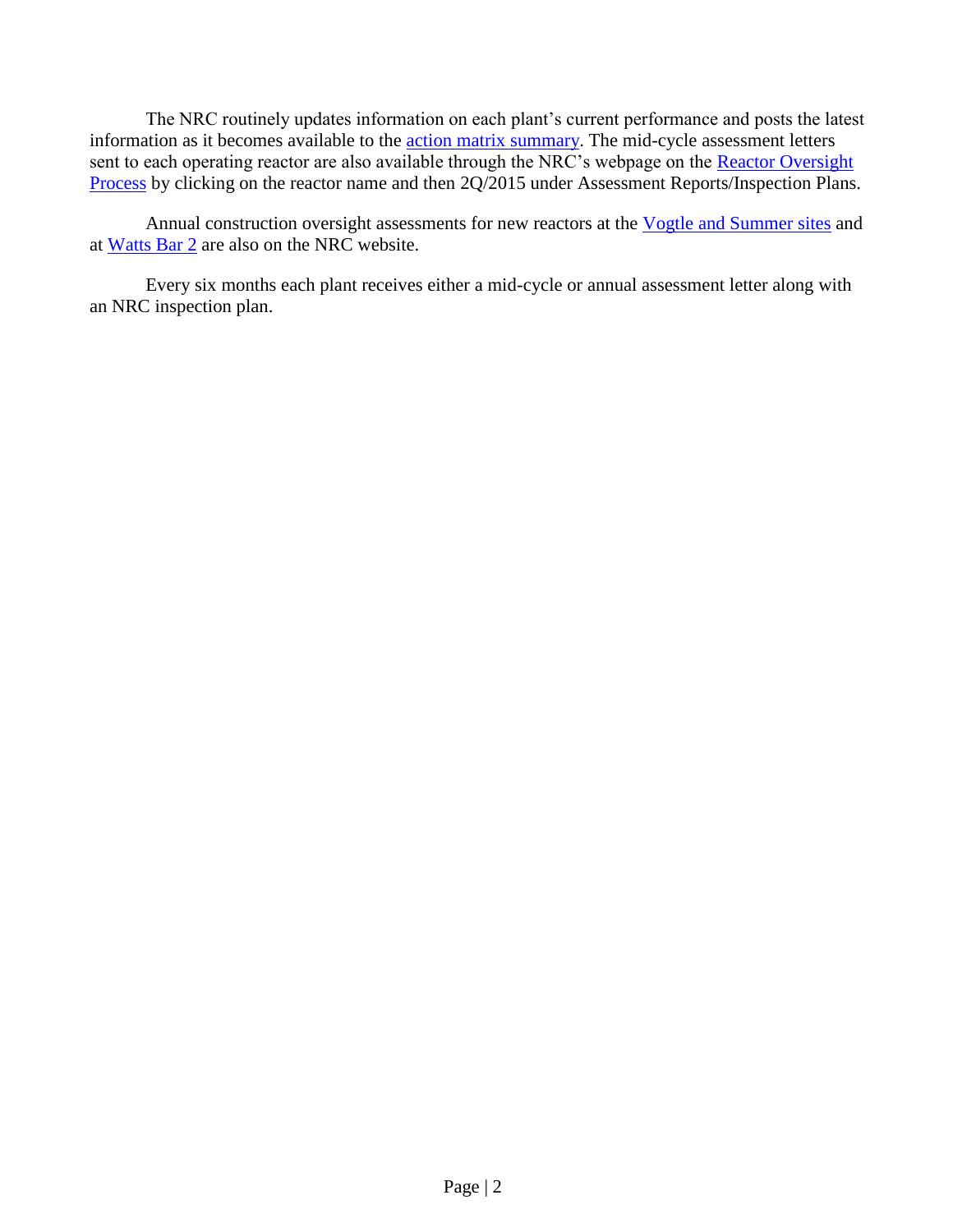The NRC routinely updates information on each plant's current performance and posts the latest information as it becomes available to the action matrix summary. The mid-cycle assessment letters sent to each operating reactor are also available through the NRC's webpage on the Reactor Oversight Process by clicking on the reactor name and then 2Q/2015 under Assessment Reports/Inspection Plans.

Annual construction oversight assessments for new reactors at the Vogtle and Summer sites and at Watts Bar 2 are also on the NRC website.

Every six months each plant receives either a mid-cycle or annual assessment letter along with an NRC inspection plan.